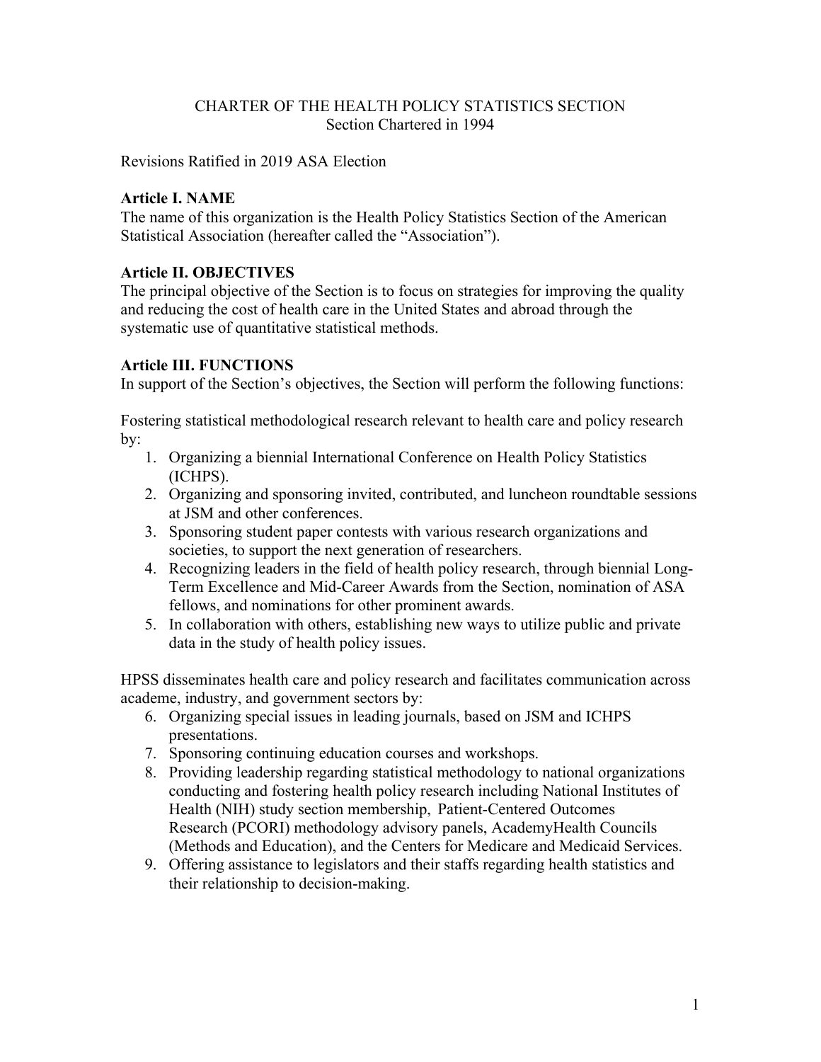# CHARTER OF THE HEALTH POLICY STATISTICS SECTION

Section Chartered in 1994

Revisions Ratified in 2019 ASA Election

## Article I. NAME

The name of this organization is the Health Policy Statistics Section of the American Statistical Association (hereafter called the "Association").

## Article II. OBJECTIVES

The principal objective of the Section is to focus on strategies for improving the quality and reducing the cost of health care in the United States and abroad through the systematic use of quantitative statistical methods.

## Article III. FUNCTIONS

In support of the Section's objectives, the Section will perform the following functions:

Fostering statistical methodological research relevant to health care and policy research by:

1. Organizing a biennial International Conference on Health Policy Statistics (ICHPS).
2. Organizing and sponsoring invited, contributed, and luncheon roundtable sessions at JSM and other conferences.
3. Sponsoring student paper contests with various research organizations and societies, to support the next generation of researchers.
4. Recognizing leaders in the field of health policy research, through biennial Long-Term Excellence and Mid-Career Awards from the Section, nomination of ASA fellows, and nominations for other prominent awards.
5. In collaboration with others, establishing new ways to utilize public and private data in the study of health policy issues.

HPSS disseminates health care and policy research and facilitates communication across academe, industry, and government sectors by:

6. Organizing special issues in leading journals, based on JSM and ICHPS presentations.
7. Sponsoring continuing education courses and workshops.
8. Providing leadership regarding statistical methodology to national organizations conducting and fostering health policy research including National Institutes of Health (NIH) study section membership, Patient-Centered Outcomes Research (PCORI) methodology advisory panels, AcademyHealth Councils (Methods and Education), and the Centers for Medicare and Medicaid Services.
9. Offering assistance to legislators and their staffs regarding health statistics and their relationship to decision-making.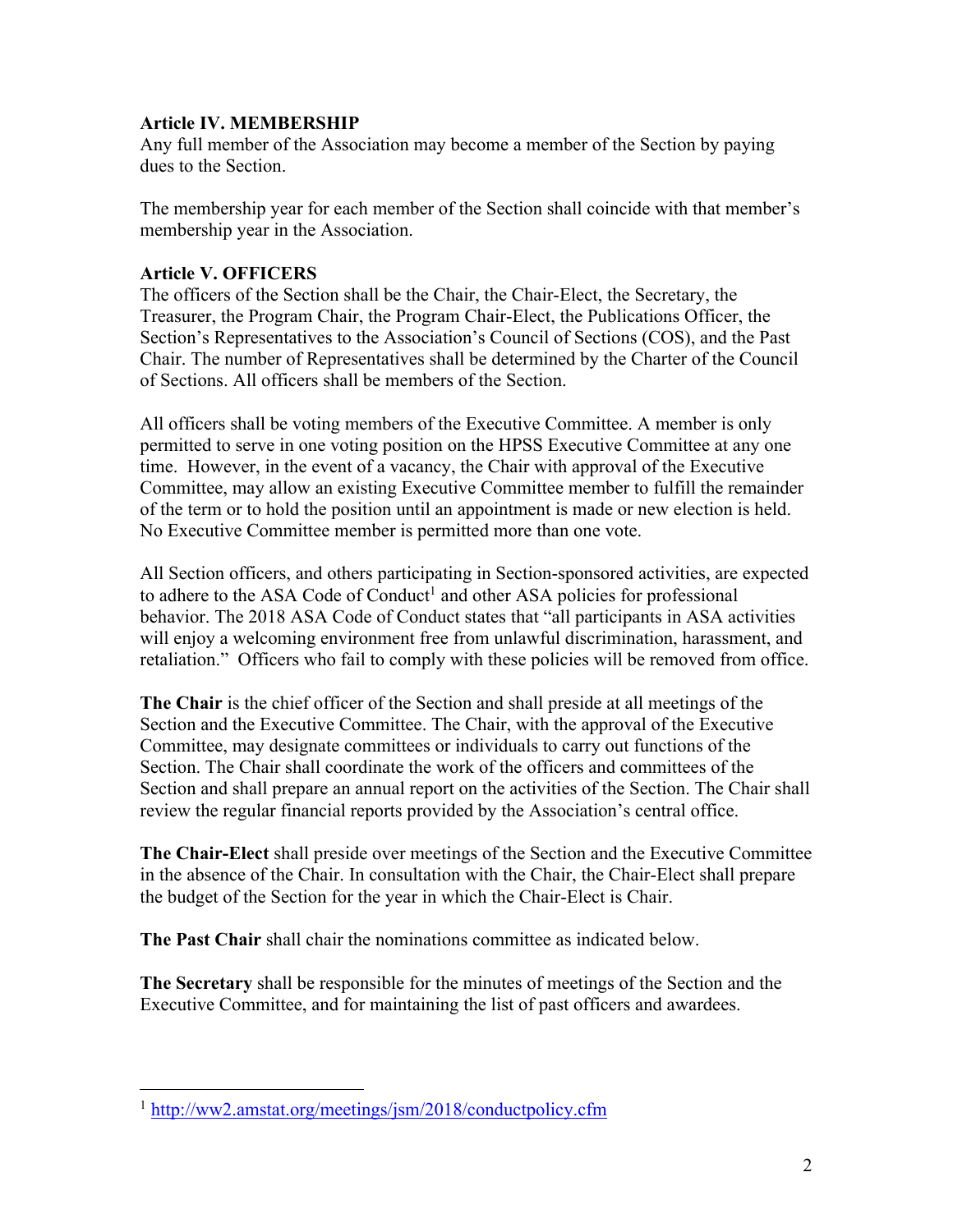**Article IV. MEMBERSHIP**

Any full member of the Association may become a member of the Section by paying dues to the Section.

The membership year for each member of the Section shall coincide with that member's membership year in the Association.

**Article V. OFFICERS**

The officers of the Section shall be the Chair, the Chair-Elect, the Secretary, the Treasurer, the Program Chair, the Program Chair-Elect, the Publications Officer, the Section's Representatives to the Association's Council of Sections (COS), and the Past Chair. The number of Representatives shall be determined by the Charter of the Council of Sections. All officers shall be members of the Section.

All officers shall be voting members of the Executive Committee. A member is only permitted to serve in one voting position on the HPSS Executive Committee at any one time. However, in the event of a vacancy, the Chair with approval of the Executive Committee, may allow an existing Executive Committee member to fulfill the remainder of the term or to hold the position until an appointment is made or new election is held. No Executive Committee member is permitted more than one vote.

All Section officers, and others participating in Section-sponsored activities, are expected to adhere to the ASA Code of Conduct[1] and other ASA policies for professional behavior. The 2018 ASA Code of Conduct states that "all participants in ASA activities will enjoy a welcoming environment free from unlawful discrimination, harassment, and retaliation." Officers who fail to comply with these policies will be removed from office.

**The Chair** is the chief officer of the Section and shall preside at all meetings of the Section and the Executive Committee. The Chair, with the approval of the Executive Committee, may designate committees or individuals to carry out functions of the Section. The Chair shall coordinate the work of the officers and committees of the Section and shall prepare an annual report on the activities of the Section. The Chair shall review the regular financial reports provided by the Association's central office.

**The Chair-Elect** shall preside over meetings of the Section and the Executive Committee in the absence of the Chair. In consultation with the Chair, the Chair-Elect shall prepare the budget of the Section for the year in which the Chair-Elect is Chair.

**The Past Chair** shall chair the nominations committee as indicated below.

**The Secretary** shall be responsible for the minutes of meetings of the Section and the Executive Committee, and for maintaining the list of past officers and awardees.

---

[1] http://ww2.amstat.org/meetings/jsm/2018/conductpolicy.cfm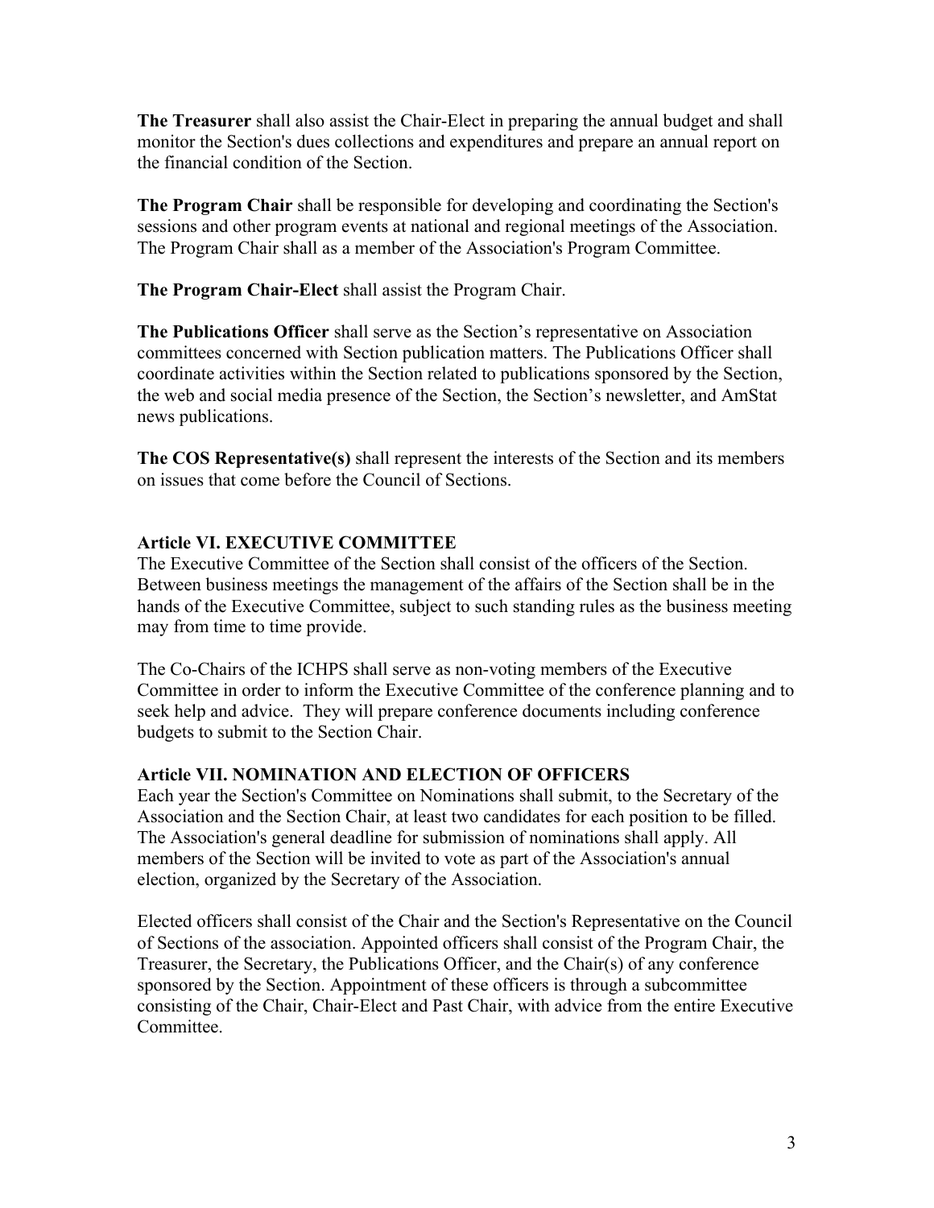**The Treasurer** shall also assist the Chair-Elect in preparing the annual budget and shall monitor the Section's dues collections and expenditures and prepare an annual report on the financial condition of the Section.

**The Program Chair** shall be responsible for developing and coordinating the Section's sessions and other program events at national and regional meetings of the Association. The Program Chair shall as a member of the Association's Program Committee.

**The Program Chair-Elect** shall assist the Program Chair.

**The Publications Officer** shall serve as the Section's representative on Association committees concerned with Section publication matters. The Publications Officer shall coordinate activities within the Section related to publications sponsored by the Section, the web and social media presence of the Section, the Section's newsletter, and AmStat news publications.

**The COS Representative(s)** shall represent the interests of the Section and its members on issues that come before the Council of Sections.

## Article VI. EXECUTIVE COMMITTEE

The Executive Committee of the Section shall consist of the officers of the Section. Between business meetings the management of the affairs of the Section shall be in the hands of the Executive Committee, subject to such standing rules as the business meeting may from time to time provide.

The Co-Chairs of the ICHPS shall serve as non-voting members of the Executive Committee in order to inform the Executive Committee of the conference planning and to seek help and advice. They will prepare conference documents including conference budgets to submit to the Section Chair.

## Article VII. NOMINATION AND ELECTION OF OFFICERS

Each year the Section's Committee on Nominations shall submit, to the Secretary of the Association and the Section Chair, at least two candidates for each position to be filled. The Association's general deadline for submission of nominations shall apply. All members of the Section will be invited to vote as part of the Association's annual election, organized by the Secretary of the Association.

Elected officers shall consist of the Chair and the Section's Representative on the Council of Sections of the association. Appointed officers shall consist of the Program Chair, the Treasurer, the Secretary, the Publications Officer, and the Chair(s) of any conference sponsored by the Section. Appointment of these officers is through a subcommittee consisting of the Chair, Chair-Elect and Past Chair, with advice from the entire Executive Committee.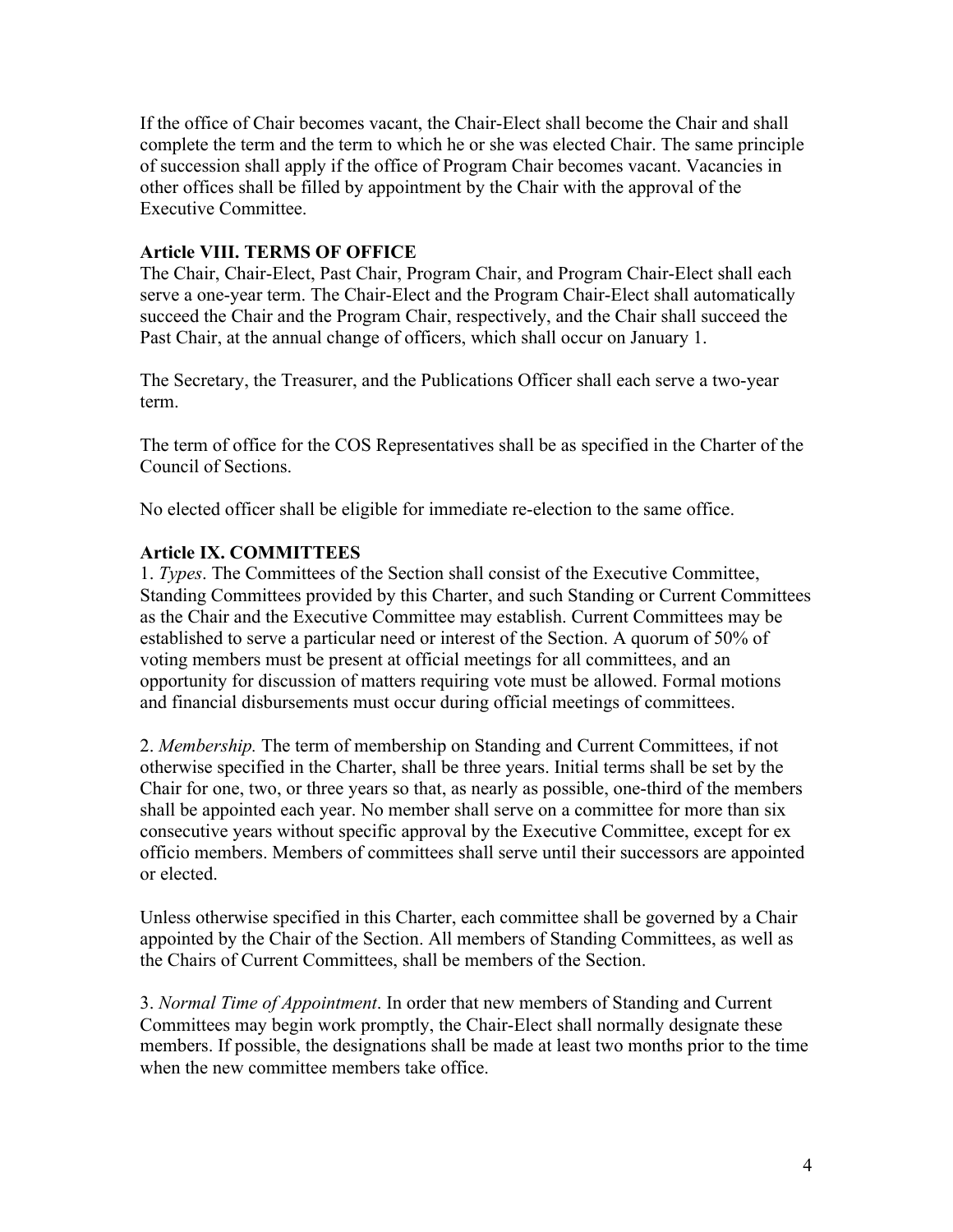If the office of Chair becomes vacant, the Chair-Elect shall become the Chair and shall complete the term and the term to which he or she was elected Chair. The same principle of succession shall apply if the office of Program Chair becomes vacant. Vacancies in other offices shall be filled by appointment by the Chair with the approval of the Executive Committee.

**Article VIII. TERMS OF OFFICE**

The Chair, Chair-Elect, Past Chair, Program Chair, and Program Chair-Elect shall each serve a one-year term. The Chair-Elect and the Program Chair-Elect shall automatically succeed the Chair and the Program Chair, respectively, and the Chair shall succeed the Past Chair, at the annual change of officers, which shall occur on January 1.

The Secretary, the Treasurer, and the Publications Officer shall each serve a two-year term.

The term of office for the COS Representatives shall be as specified in the Charter of the Council of Sections.

No elected officer shall be eligible for immediate re-election to the same office.

**Article IX. COMMITTEES**

1. *Types*. The Committees of the Section shall consist of the Executive Committee, Standing Committees provided by this Charter, and such Standing or Current Committees as the Chair and the Executive Committee may establish. Current Committees may be established to serve a particular need or interest of the Section. A quorum of 50% of voting members must be present at official meetings for all committees, and an opportunity for discussion of matters requiring vote must be allowed. Formal motions and financial disbursements must occur during official meetings of committees.

2. *Membership.* The term of membership on Standing and Current Committees, if not otherwise specified in the Charter, shall be three years. Initial terms shall be set by the Chair for one, two, or three years so that, as nearly as possible, one-third of the members shall be appointed each year. No member shall serve on a committee for more than six consecutive years without specific approval by the Executive Committee, except for ex officio members. Members of committees shall serve until their successors are appointed or elected.

Unless otherwise specified in this Charter, each committee shall be governed by a Chair appointed by the Chair of the Section. All members of Standing Committees, as well as the Chairs of Current Committees, shall be members of the Section.

3. *Normal Time of Appointment*. In order that new members of Standing and Current Committees may begin work promptly, the Chair-Elect shall normally designate these members. If possible, the designations shall be made at least two months prior to the time when the new committee members take office.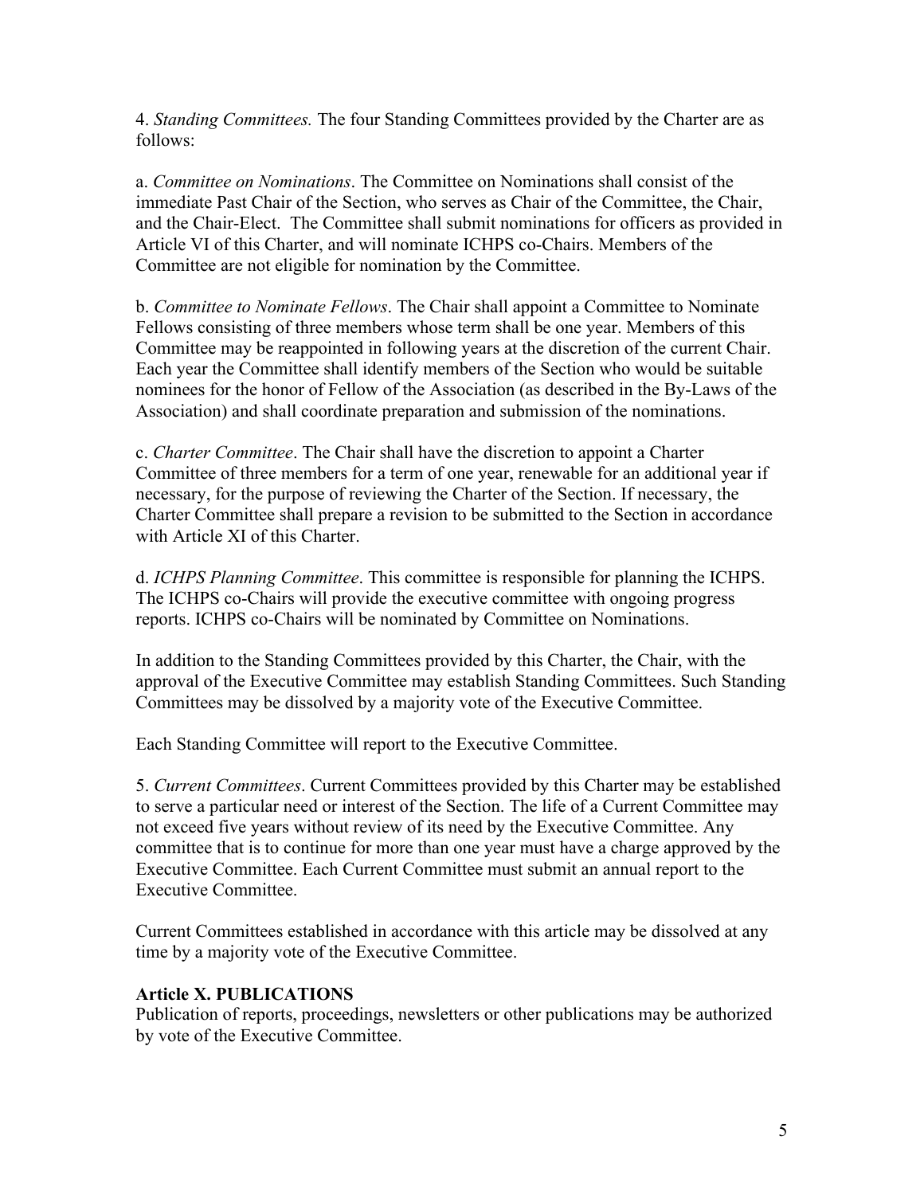4. *Standing Committees.* The four Standing Committees provided by the Charter are as follows:

a. *Committee on Nominations*. The Committee on Nominations shall consist of the immediate Past Chair of the Section, who serves as Chair of the Committee, the Chair, and the Chair-Elect. The Committee shall submit nominations for officers as provided in Article VI of this Charter, and will nominate ICHPS co-Chairs. Members of the Committee are not eligible for nomination by the Committee.

b. *Committee to Nominate Fellows*. The Chair shall appoint a Committee to Nominate Fellows consisting of three members whose term shall be one year. Members of this Committee may be reappointed in following years at the discretion of the current Chair. Each year the Committee shall identify members of the Section who would be suitable nominees for the honor of Fellow of the Association (as described in the By-Laws of the Association) and shall coordinate preparation and submission of the nominations.

c. *Charter Committee*. The Chair shall have the discretion to appoint a Charter Committee of three members for a term of one year, renewable for an additional year if necessary, for the purpose of reviewing the Charter of the Section. If necessary, the Charter Committee shall prepare a revision to be submitted to the Section in accordance with Article XI of this Charter.

d. *ICHPS Planning Committee*. This committee is responsible for planning the ICHPS. The ICHPS co-Chairs will provide the executive committee with ongoing progress reports. ICHPS co-Chairs will be nominated by Committee on Nominations.

In addition to the Standing Committees provided by this Charter, the Chair, with the approval of the Executive Committee may establish Standing Committees. Such Standing Committees may be dissolved by a majority vote of the Executive Committee.

Each Standing Committee will report to the Executive Committee.

5. *Current Committees*. Current Committees provided by this Charter may be established to serve a particular need or interest of the Section. The life of a Current Committee may not exceed five years without review of its need by the Executive Committee. Any committee that is to continue for more than one year must have a charge approved by the Executive Committee. Each Current Committee must submit an annual report to the Executive Committee.

Current Committees established in accordance with this article may be dissolved at any time by a majority vote of the Executive Committee.

**Article X. PUBLICATIONS**

Publication of reports, proceedings, newsletters or other publications may be authorized by vote of the Executive Committee.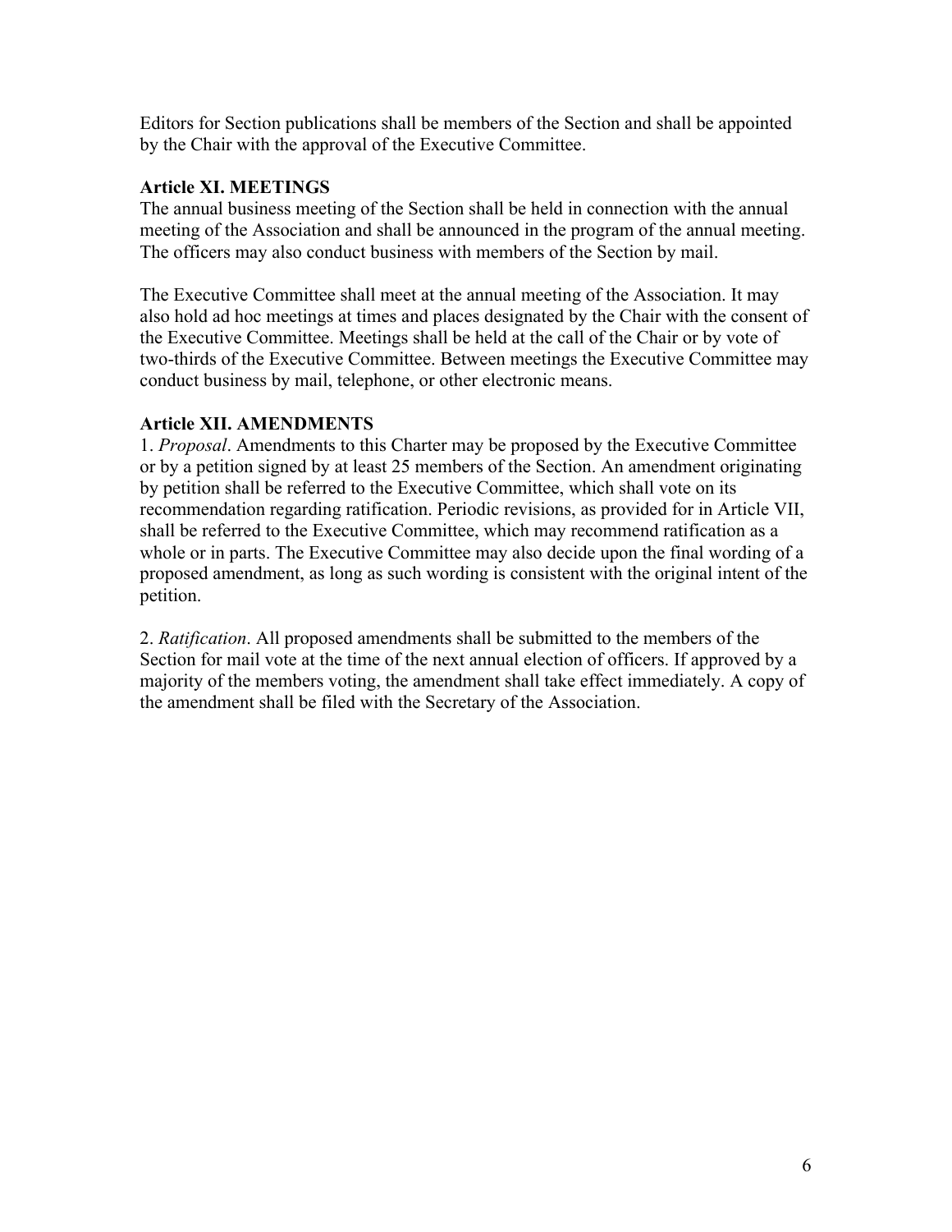Editors for Section publications shall be members of the Section and shall be appointed by the Chair with the approval of the Executive Committee.

**Article XI. MEETINGS**

The annual business meeting of the Section shall be held in connection with the annual meeting of the Association and shall be announced in the program of the annual meeting. The officers may also conduct business with members of the Section by mail.

The Executive Committee shall meet at the annual meeting of the Association. It may also hold ad hoc meetings at times and places designated by the Chair with the consent of the Executive Committee. Meetings shall be held at the call of the Chair or by vote of two-thirds of the Executive Committee. Between meetings the Executive Committee may conduct business by mail, telephone, or other electronic means.

**Article XII. AMENDMENTS**

1. *Proposal*. Amendments to this Charter may be proposed by the Executive Committee or by a petition signed by at least 25 members of the Section. An amendment originating by petition shall be referred to the Executive Committee, which shall vote on its recommendation regarding ratification. Periodic revisions, as provided for in Article VII, shall be referred to the Executive Committee, which may recommend ratification as a whole or in parts. The Executive Committee may also decide upon the final wording of a proposed amendment, as long as such wording is consistent with the original intent of the petition.

2. *Ratification*. All proposed amendments shall be submitted to the members of the Section for mail vote at the time of the next annual election of officers. If approved by a majority of the members voting, the amendment shall take effect immediately. A copy of the amendment shall be filed with the Secretary of the Association.